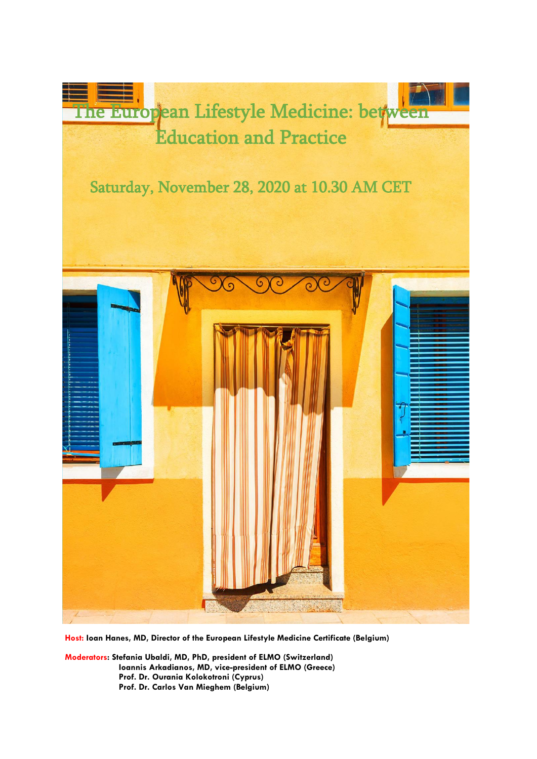# The European Lifestyle Medicine: between Education and Practice

## Saturday, November 28, 2020 at 10.30 AM CET

**Host: Ioan Hanes, MD, Director of the European Lifestyle Medicine Certificate (Belgium)**

**Moderators: Stefania Ubaldi, MD, PhD, president of ELMO (Switzerland)**
**Ioannis Arkadianos, MD, vice-president of ELMO (Greece)**
**Prof. Dr. Ourania Kolokotroni (Cyprus)**
**Prof. Dr. Carlos Van Mieghem (Belgium)**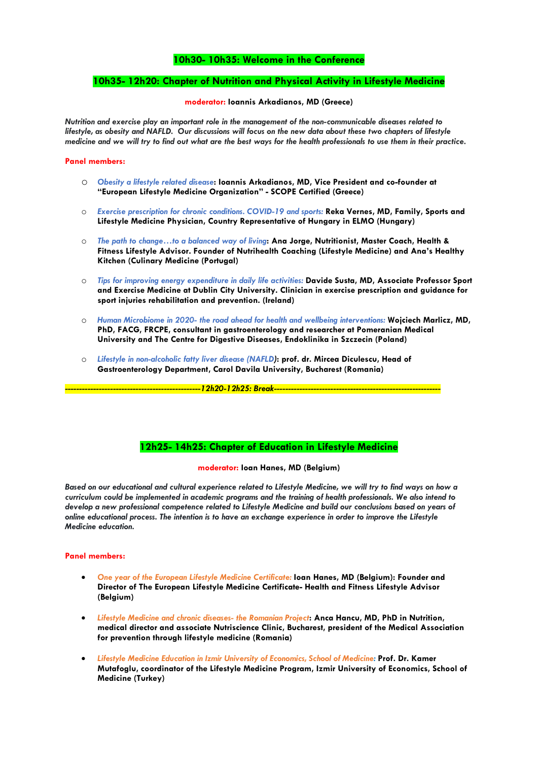## 10h30- 10h35: Welcome in the Conference

## 10h35- 12h20: Chapter of Nutrition and Physical Activity in Lifestyle Medicine

**moderator: Ioannis Arkadianos, MD (Greece)**

*Nutrition and exercise play an important role in the management of the non-communicable diseases related to lifestyle, as obesity and NAFLD. Our discussions will focus on the new data about these two chapters of lifestyle medicine and we will try to find out what are the best ways for the health professionals to use them in their practice.*

**Panel members:**

- *Obesity a lifestyle related disease*: **Ioannis Arkadianos, MD, Vice President and co-founder at "European Lifestyle Medicine Organization" - SCOPE Certified (Greece)**
- *Exercise prescription for chronic conditions. COVID-19 and sports:* **Reka Vernes, MD, Family, Sports and Lifestyle Medicine Physician, Country Representative of Hungary in ELMO (Hungary)**
- *The path to change…to a balanced way of living*: **Ana Jorge, Nutritionist, Master Coach, Health & Fitness Lifestyle Advisor. Founder of Nutrihealth Coaching (Lifestyle Medicine) and Ana's Healthy Kitchen (Culinary Medicine (Portugal)**
- *Tips for improving energy expenditure in daily life activities:* **Davide Susta, MD, Associate Professor Sport and Exercise Medicine at Dublin City University. Clinician in exercise prescription and guidance for sport injuries rehabilitation and prevention. (Ireland)**
- *Human Microbiome in 2020- the road ahead for health and wellbeing interventions:* **Wojciech Marlicz, MD, PhD, FACG, FRCPE, consultant in gastroenterology and researcher at Pomeranian Medical University and The Centre for Digestive Diseases, Endoklinika in Szczecin (Poland)**
- *Lifestyle in non-alcoholic fatty liver disease (NAFLD)*: **prof. dr. Mircea Diculescu, Head of Gastroenterology Department, Carol Davila University, Bucharest (Romania)**

------------------------------------------------***12h20-12h25: Break***------------------------------------------------------------

## 12h25- 14h25: Chapter of Education in Lifestyle Medicine

**moderator: Ioan Hanes, MD (Belgium)**

*Based on our educational and cultural experience related to Lifestyle Medicine, we will try to find ways on how a curriculum could be implemented in academic programs and the training of health professionals. We also intend to develop a new professional competence related to Lifestyle Medicine and build our conclusions based on years of online educational process. The intention is to have an exchange experience in order to improve the Lifestyle Medicine education.*

**Panel members:**

- *One year of the European Lifestyle Medicine Certificate:* **Ioan Hanes, MD (Belgium): Founder and Director of The European Lifestyle Medicine Certificate- Health and Fitness Lifestyle Advisor (Belgium)**
- *Lifestyle Medicine and chronic diseases- the Romanian Project*: **Anca Hancu, MD, PhD in Nutrition, medical director and associate Nutriscience Clinic, Bucharest, president of the Medical Association for prevention through lifestyle medicine (Romania)**
- *Lifestyle Medicine Education in Izmir University of Economics, School of Medicine*: **Prof. Dr. Kamer Mutafoglu, coordinator of the Lifestyle Medicine Program, Izmir University of Economics, School of Medicine (Turkey)**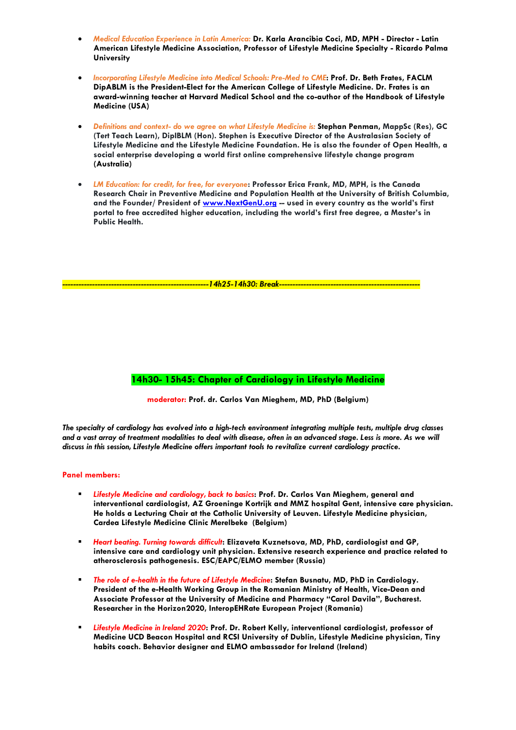- *Medical Education Experience in Latin America:* **Dr. Karla Arancibia Coci, MD, MPH - Director - Latin American Lifestyle Medicine Association, Professor of Lifestyle Medicine Specialty - Ricardo Palma University**

- *Incorporating Lifestyle Medicine into Medical Schools: Pre-Med to CME*: **Prof. Dr. Beth Frates, FACLM DipABLM is the President-Elect for the American College of Lifestyle Medicine. Dr. Frates is an award-winning teacher at Harvard Medical School and the co-author of the Handbook of Lifestyle Medicine (USA)**

- *Definitions and context- do we agree on what Lifestyle Medicine is:* **Stephan Penman, MappSc (Res), GC (Tert Teach Learn), DipIBLM (Hon). Stephen is Executive Director of the Australasian Society of Lifestyle Medicine and the Lifestyle Medicine Foundation. He is also the founder of Open Health, a social enterprise developing a world first online comprehensive lifestyle change program (Australia)**

- *LM Education: for credit, for free, for everyone*: **Professor Erica Frank, MD, MPH, is the Canada Research Chair in Preventive Medicine and Population Health at the University of British Columbia, and the Founder/ President of [www.NextGenU.org](www.NextGenU.org) -- used in every country as the world's first portal to free accredited higher education, including the world's first free degree, a Master's in Public Health.**

***----------------------------------------------------14h25-14h30: Break---------------------------------------------------***

## 14h30- 15h45: Chapter of Cardiology in Lifestyle Medicine

**moderator: Prof. dr. Carlos Van Mieghem, MD, PhD (Belgium)**

***The specialty of cardiology has evolved into a high-tech environment integrating multiple tests, multiple drug classes and a vast array of treatment modalities to deal with disease, often in an advanced stage. Less is more. As we will discuss in this session, Lifestyle Medicine offers important tools to revitalize current cardiology practice.***

**Panel members:**

- *Lifestyle Medicine and cardiology, back to basics*: **Prof. Dr. Carlos Van Mieghem, general and interventional cardiologist, AZ Groeninge Kortrijk and MMZ hospital Gent, intensive care physician. He holds a Lecturing Chair at the Catholic University of Leuven. Lifestyle Medicine physician, Cardea Lifestyle Medicine Clinic Merelbeke (Belgium)**

- *Heart beating. Turning towards difficult*: **Elizaveta Kuznetsova, MD, PhD, cardiologist and GP, intensive care and cardiology unit physician. Extensive research experience and practice related to atherosclerosis pathogenesis. ESC/EAPC/ELMO member (Russia)**

- *The role of e-health in the future of Lifestyle Medicine*: **Stefan Busnatu, MD, PhD in Cardiology. President of the e-Health Working Group in the Romanian Ministry of Health, Vice-Dean and Associate Professor at the University of Medicine and Pharmacy "Carol Davila", Bucharest. Researcher in the Horizon2020, InteropEHRate European Project (Romania)**

- *Lifestyle Medicine in Ireland 2020*: **Prof. Dr. Robert Kelly, interventional cardiologist, professor of Medicine UCD Beacon Hospital and RCSI University of Dublin, Lifestyle Medicine physician, Tiny habits coach. Behavior designer and ELMO ambassador for Ireland (Ireland)**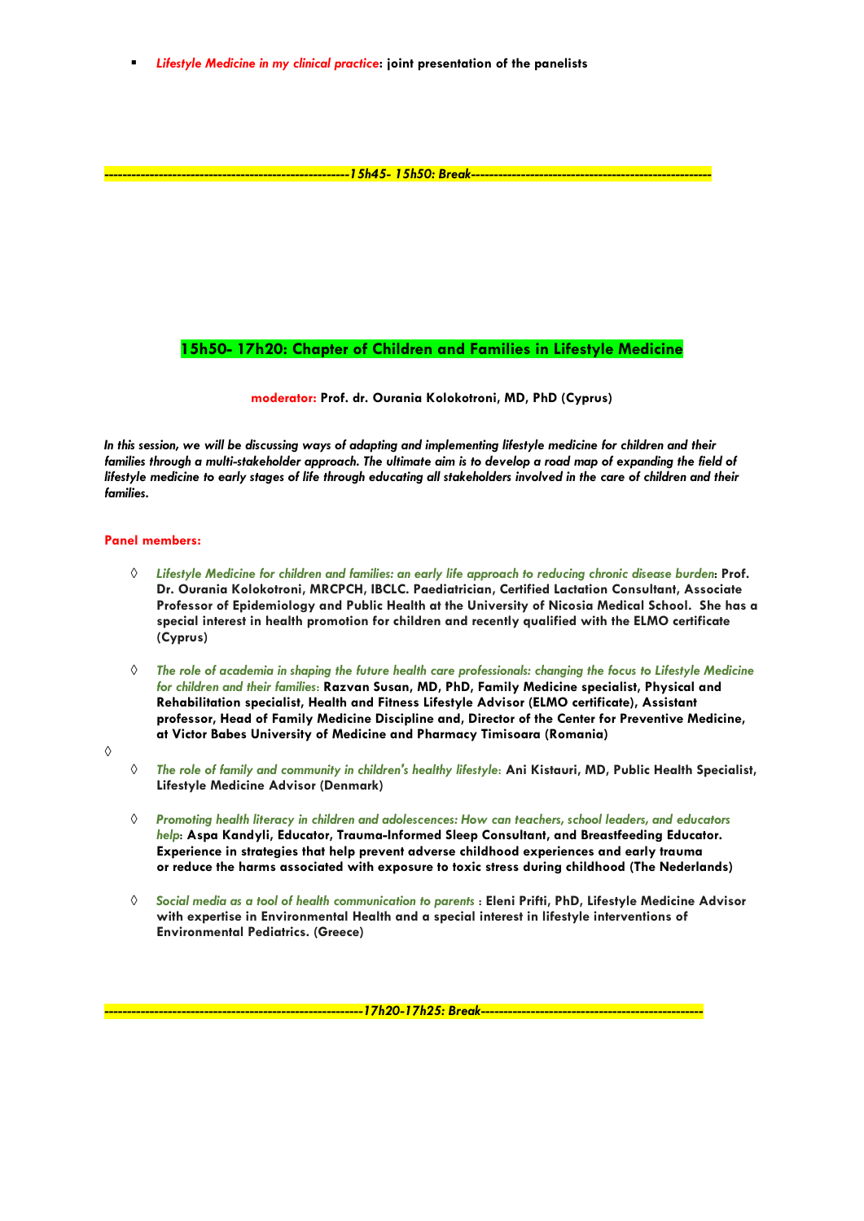- *Lifestyle Medicine in my clinical practice*: **joint presentation of the panelists**

*------------------------------------------------------15h45- 15h50: Break------------------------------------------------------*

## 15h50- 17h20: Chapter of Children and Families in Lifestyle Medicine

moderator: **Prof. dr. Ourania Kolokotroni, MD, PhD (Cyprus)**

*In this session, we will be discussing ways of adapting and implementing lifestyle medicine for children and their families through a multi-stakeholder approach. The ultimate aim is to develop a road map of expanding the field of lifestyle medicine to early stages of life through educating all stakeholders involved in the care of children and their families.*

**Panel members:**

- ◊ *Lifestyle Medicine for children and families: an early life approach to reducing chronic disease burden*: **Prof. Dr. Ourania Kolokotroni, MRCPCH, IBCLC. Paediatrician, Certified Lactation Consultant, Associate Professor of Epidemiology and Public Health at the University of Nicosia Medical School. She has a special interest in health promotion for children and recently qualified with the ELMO certificate (Cyprus)**

- ◊ *The role of academia in shaping the future health care professionals: changing the focus to Lifestyle Medicine for children and their families*: **Razvan Susan, MD, PhD, Family Medicine specialist, Physical and Rehabilitation specialist, Health and Fitness Lifestyle Advisor (ELMO certificate), Assistant professor, Head of Family Medicine Discipline and, Director of the Center for Preventive Medicine, at Victor Babes University of Medicine and Pharmacy Timisoara (Romania)**

◊

- ◊ *The role of family and community in children's healthy lifestyle*: **Ani Kistauri, MD, Public Health Specialist, Lifestyle Medicine Advisor (Denmark)**

- ◊ *Promoting health literacy in children and adolescences: How can teachers, school leaders, and educators help*: **Aspa Kandyli, Educator, Trauma-Informed Sleep Consultant, and Breastfeeding Educator. Experience in strategies that help prevent adverse childhood experiences and early trauma or reduce the harms associated with exposure to toxic stress during childhood (The Nederlands)**

- ◊ *Social media as a tool of health communication to parents* : **Eleni Prifti, PhD, Lifestyle Medicine Advisor with expertise in Environmental Health and a special interest in lifestyle interventions of Environmental Pediatrics. (Greece)**

*--------------------------------------------------------17h20-17h25: Break--------------------------------------------------*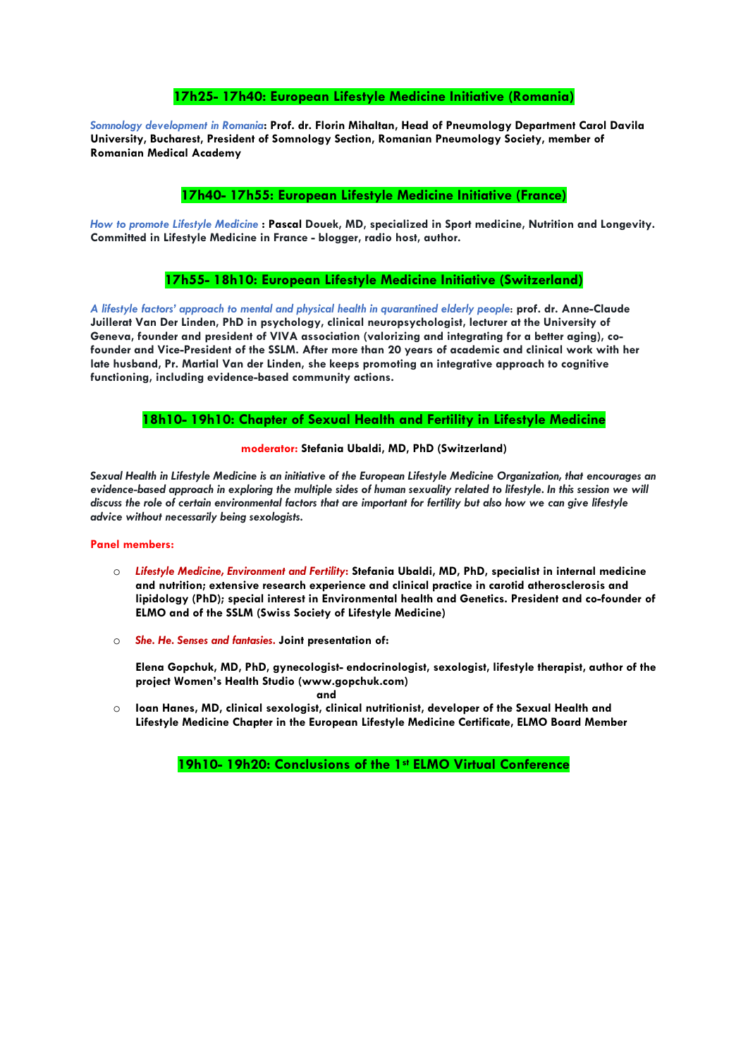## 17h25- 17h40: European Lifestyle Medicine Initiative (Romania)

*Somnology development in Romania*: **Prof. dr. Florin Mihaltan, Head of Pneumology Department Carol Davila University, Bucharest, President of Somnology Section, Romanian Pneumology Society, member of Romanian Medical Academy**

## 17h40- 17h55: European Lifestyle Medicine Initiative (France)

*How to promote Lifestyle Medicine* : **Pascal Douek, MD, specialized in Sport medicine, Nutrition and Longevity. Committed in Lifestyle Medicine in France - blogger, radio host, author.**

## 17h55- 18h10: European Lifestyle Medicine Initiative (Switzerland)

*A lifestyle factors' approach to mental and physical health in quarantined elderly people*: **prof. dr. Anne-Claude Juillerat Van Der Linden, PhD in psychology, clinical neuropsychologist, lecturer at the University of Geneva, founder and president of VIVA association (valorizing and integrating for a better aging), co-founder and Vice-President of the SSLM. After more than 20 years of academic and clinical work with her late husband, Pr. Martial Van der Linden, she keeps promoting an integrative approach to cognitive functioning, including evidence-based community actions.**

## 18h10- 19h10: Chapter of Sexual Health and Fertility in Lifestyle Medicine

moderator: **Stefania Ubaldi, MD, PhD (Switzerland)**

*Sexual Health in Lifestyle Medicine is an initiative of the European Lifestyle Medicine Organization, that encourages an evidence-based approach in exploring the multiple sides of human sexuality related to lifestyle. In this session we will discuss the role of certain environmental factors that are important for fertility but also how we can give lifestyle advice without necessarily being sexologists.*

**Panel members:**

- *Lifestyle Medicine, Environment and Fertility*: **Stefania Ubaldi, MD, PhD, specialist in internal medicine and nutrition; extensive research experience and clinical practice in carotid atherosclerosis and lipidology (PhD); special interest in Environmental health and Genetics. President and co-founder of ELMO and of the SSLM (Swiss Society of Lifestyle Medicine)**

- *She. He. Senses and fantasies.* **Joint presentation of:**

  **Elena Gopchuk, MD, PhD, gynecologist- endocrinologist, sexologist, lifestyle therapist, author of the project Women's Health Studio (www.gopchuk.com)**

  **and**

- **Ioan Hanes, MD, clinical sexologist, clinical nutritionist, developer of the Sexual Health and Lifestyle Medicine Chapter in the European Lifestyle Medicine Certificate, ELMO Board Member**

## 19h10- 19h20: Conclusions of the 1st ELMO Virtual Conference